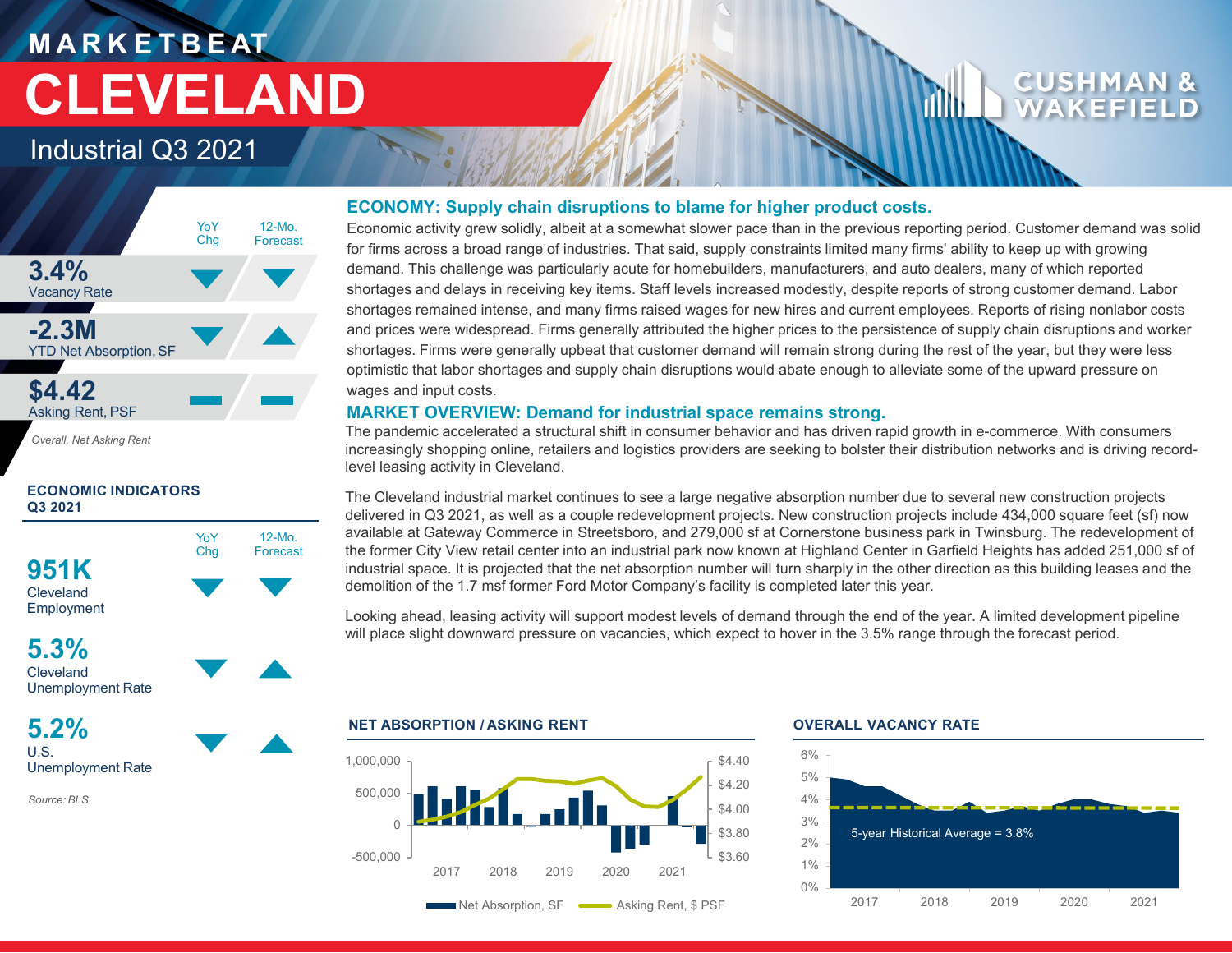# MARKETBEAT

# CLEVELAND

## Industrial Q3 2021

| | YoY Chg | 12-Mo. Forecast |
|---|---|---|
| **3.4%** Vacancy Rate | ▼ | ▼ |
| **-2.3M** YTD Net Absorption, SF | ▼ | ▲ |
| **$4.42** Asking Rent, PSF | — | — |

*Overall, Net Asking Rent*

### ECONOMIC INDICATORS Q3 2021

| | YoY Chg | 12-Mo. Forecast |
|---|---|---|
| **951K** Cleveland Employment | ▼ | ▼ |
| **5.3%** Cleveland Unemployment Rate | ▼ | ▲ |
| **5.2%** U.S. Unemployment Rate | ▼ | ▲ |

*Source: BLS*

### ECONOMY: Supply chain disruptions to blame for higher product costs.

Economic activity grew solidly, albeit at a somewhat slower pace than in the previous reporting period. Customer demand was solid for firms across a broad range of industries. That said, supply constraints limited many firms' ability to keep up with growing demand. This challenge was particularly acute for homebuilders, manufacturers, and auto dealers, many of which reported shortages and delays in receiving key items. Staff levels increased modestly, despite reports of strong customer demand. Labor shortages remained intense, and many firms raised wages for new hires and current employees. Reports of rising nonlabor costs and prices were widespread. Firms generally attributed the higher prices to the persistence of supply chain disruptions and worker shortages. Firms were generally upbeat that customer demand will remain strong during the rest of the year, but they were less optimistic that labor shortages and supply chain disruptions would abate enough to alleviate some of the upward pressure on wages and input costs.

### MARKET OVERVIEW: Demand for industrial space remains strong.

The pandemic accelerated a structural shift in consumer behavior and has driven rapid growth in e-commerce. With consumers increasingly shopping online, retailers and logistics providers are seeking to bolster their distribution networks and is driving record-level leasing activity in Cleveland.

The Cleveland industrial market continues to see a large negative absorption number due to several new construction projects delivered in Q3 2021, as well as a couple redevelopment projects. New construction projects include 434,000 square feet (sf) now available at Gateway Commerce in Streetsboro, and 279,000 sf at Cornerstone business park in Twinsburg. The redevelopment of the former City View retail center into an industrial park now known at Highland Center in Garfield Heights has added 251,000 sf of industrial space. It is projected that the net absorption number will turn sharply in the other direction as this building leases and the demolition of the 1.7 msf former Ford Motor Company's facility is completed later this year.

Looking ahead, leasing activity will support modest levels of demand through the end of the year. A limited development pipeline will place slight downward pressure on vacancies, which expect to hover in the 3.5% range through the forecast period.

#### NET ABSORPTION / ASKING RENT

Net Absorption, SF — Asking Rent, $ PSF (2017–2021)

#### OVERALL VACANCY RATE

5-year Historical Average = 3.8%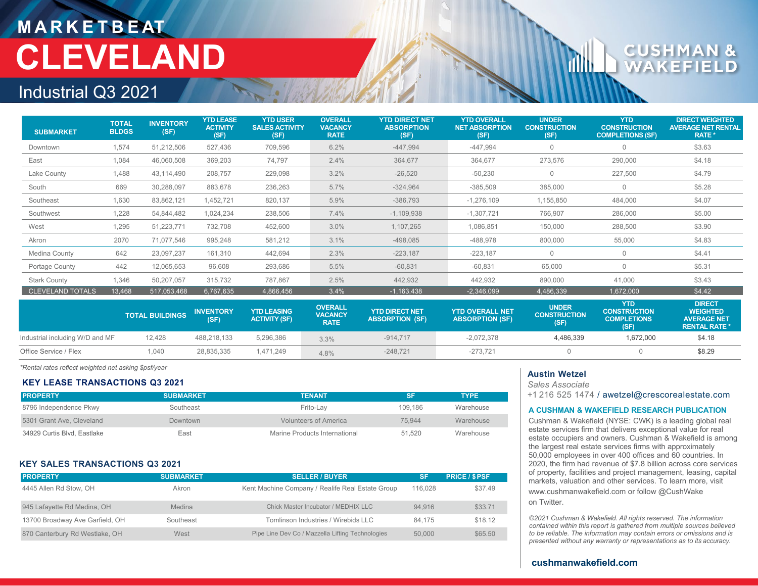# MARKETBEAT

# CLEVELAND

## Industrial Q3 2021

| SUBMARKET | TOTAL BLDGS | INVENTORY (SF) | YTD LEASE ACTIVITY (SF) | YTD USER SALES ACTIVITY (SF) | OVERALL VACANCY RATE | YTD DIRECT NET ABSORPTION (SF) | YTD OVERALL NET ABSORPTION (SF) | UNDER CONSTRUCTION (SF) | YTD CONSTRUCTION COMPLETIONS (SF) | DIRECT WEIGHTED AVERAGE NET RENTAL RATE * |
|---|---|---|---|---|---|---|---|---|---|---|
| Downtown | 1,574 | 51,212,506 | 527,436 | 709,596 | 6.2% | -447,994 | -447,994 | 0 | 0 | $3.63 |
| East | 1,084 | 46,060,508 | 369,203 | 74,797 | 2.4% | 364,677 | 364,677 | 273,576 | 290,000 | $4.18 |
| Lake County | 1,488 | 43,114,490 | 208,757 | 229,098 | 3.2% | -26,520 | -50,230 | 0 | 227,500 | $4.79 |
| South | 669 | 30,288,097 | 883,678 | 236,263 | 5.7% | -324,964 | -385,509 | 385,000 | 0 | $5.28 |
| Southeast | 1,630 | 83,862,121 | 1,452,721 | 820,137 | 5.9% | -386,793 | -1,276,109 | 1,155,850 | 484,000 | $4.07 |
| Southwest | 1,228 | 54,844,482 | 1,024,234 | 238,506 | 7.4% | -1,109,938 | -1,307,721 | 766,907 | 286,000 | $5.00 |
| West | 1,295 | 51,223,771 | 732,708 | 452,600 | 3.0% | 1,107,265 | 1,086,851 | 150,000 | 288,500 | $3.90 |
| Akron | 2070 | 71,077,546 | 995,248 | 581,212 | 3.1% | -498,085 | -488,978 | 800,000 | 55,000 | $4.83 |
| Medina County | 642 | 23,097,237 | 161,310 | 442,694 | 2.3% | -223,187 | -223,187 | 0 | 0 | $4.41 |
| Portage County | 442 | 12,065,653 | 96,608 | 293,686 | 5.5% | -60,831 | -60,831 | 65,000 | 0 | $5.31 |
| Stark County | 1,346 | 50,207,057 | 315,732 | 787,867 | 2.5% | 442,932 | 442,932 | 890,000 | 41,000 | $3.43 |
| CLEVELAND TOTALS | 13,468 | 517,053,468 | 6,767,635 | 4,866,456 | 3.4% | -1,163,438 | -2,346,099 | 4,486,339 | 1,672,000 | $4.42 |

| | TOTAL BUILDINGS | INVENTORY (SF) | YTD LEASING ACTIVITY (SF) | OVERALL VACANCY RATE | YTD DIRECT NET ABSORPTION (SF) | YTD OVERALL NET ABSORPTION (SF) | UNDER CONSTRUCTION (SF) | YTD CONSTRUCTION COMPLETIONS (SF) | DIRECT WEIGHTED AVERAGE NET RENTAL RATE * |
|---|---|---|---|---|---|---|---|---|---|
| Industrial including W/D and MF | 12,428 | 488,218,133 | 5,296,386 | 3.3% | -914,717 | -2,072,378 | 4,486,339 | 1,672,000 | $4.18 |
| Office Service / Flex | 1,040 | 28,835,335 | 1,471,249 | 4.8% | -248,721 | -273,721 | 0 | 0 | $8.29 |

*Rental rates reflect weighted net asking $psf/year

### KEY LEASE TRANSACTIONS Q3 2021

| PROPERTY | SUBMARKET | TENANT | SF | TYPE |
|---|---|---|---|---|
| 8796 Independence Pkwy | Southeast | Frito-Lay | 109,186 | Warehouse |
| 5301 Grant Ave, Cleveland | Downtown | Volunteers of America | 75,944 | Warehouse |
| 34929 Curtis Blvd, Eastlake | East | Marine Products International | 51,520 | Warehouse |

### KEY SALES TRANSACTIONS Q3 2021

| PROPERTY | SUBMARKET | SELLER / BUYER | SF | PRICE / $PSF |
|---|---|---|---|---|
| 4445 Allen Rd Stow, OH | Akron | Kent Machine Company / Realife Real Estate Group | 116,028 | $37.49 |
| 945 Lafayette Rd Medina, OH | Medina | Chick Master Incubator / MEDHIX LLC | 94,916 | $33.71 |
| 13700 Broadway Ave Garfield, OH | Southeast | Tomlinson Industries / Wirebids LLC | 84,175 | $18.12 |
| 870 Canterbury Rd Westlake, OH | West | Pipe Line Dev Co / Mazzella Lifting Technologies | 50,000 | $65.50 |

**Austin Wetzel**
*Sales Associate*
+1 216 525 1474 / awetzel@crescorealestate.com

### A CUSHMAN & WAKEFIELD RESEARCH PUBLICATION

Cushman & Wakefield (NYSE: CWK) is a leading global real estate services firm that delivers exceptional value for real estate occupiers and owners. Cushman & Wakefield is among the largest real estate services firms with approximately 50,000 employees in over 400 offices and 60 countries. In 2020, the firm had revenue of $7.8 billion across core services of property, facilities and project management, leasing, capital markets, valuation and other services. To learn more, visit www.cushmanwakefield.com or follow @CushWake on Twitter.

*©2021 Cushman & Wakefield. All rights reserved. The information contained within this report is gathered from multiple sources believed to be reliable. The information may contain errors or omissions and is presented without any warranty or representations as to its accuracy.*

**cushmanwakefield.com**